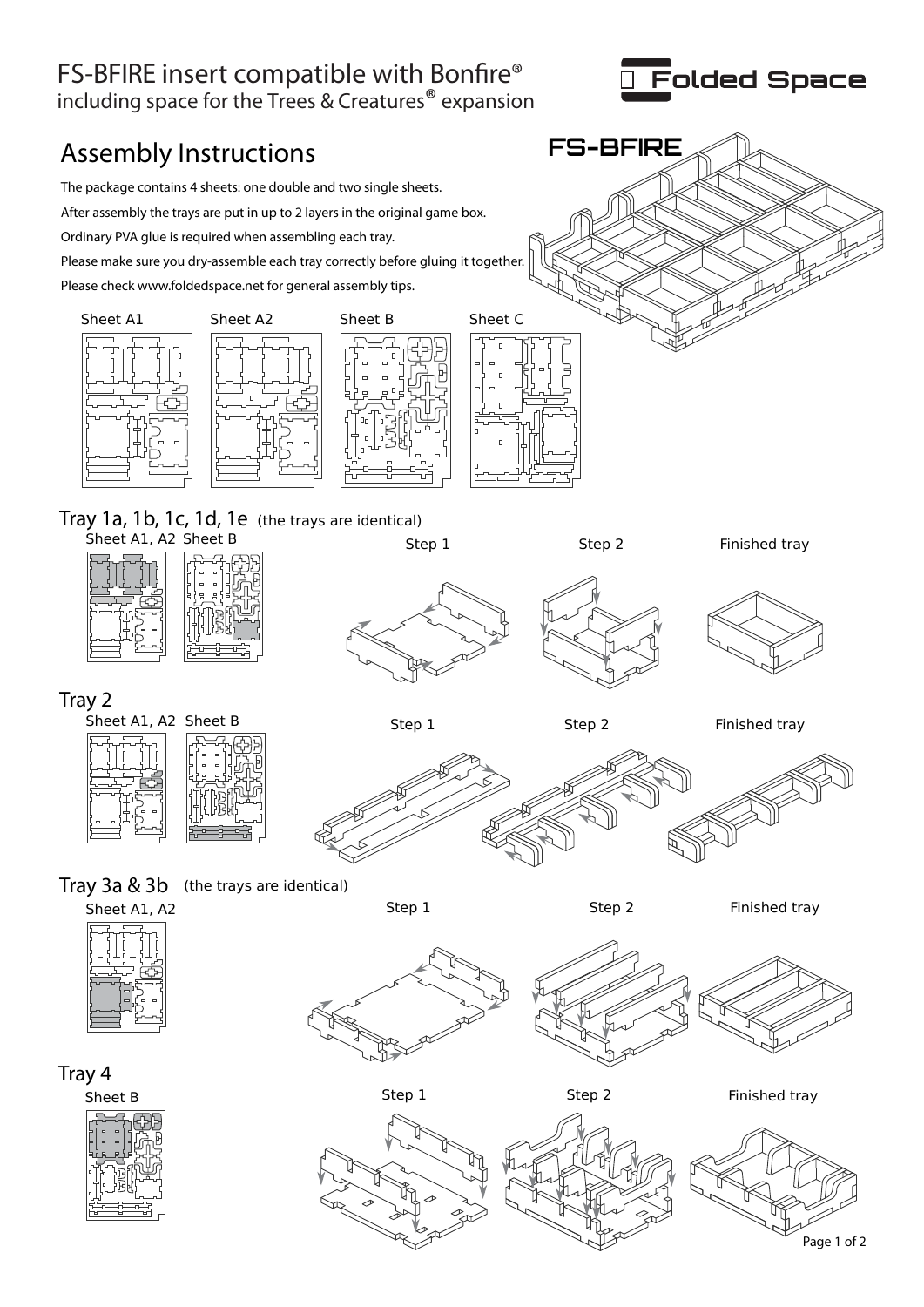# FS-BFIRE insert compatible with Bonfire®

including space for the Trees & Creatures® expansion

Folded Space

FS-BFIRE

## Assembly Instructions

The package contains 4 sheets: one double and two single sheets.

After assembly the trays are put in up to 2 layers in the original game box.

Ordinary PVA glue is required when assembling each tray.

Please make sure you dry-assemble each tray correctly before gluing it together.

Please check www.foldedspace.net for general assembly tips.

Sheet A1 Sheet A2 Sheet B Sheet C

### Tray 1a, 1b, 1c, 1d, 1e (the trays are identical)

Sheet A1, A2 Sheet B

Step 1 Step 2 Finished tray

### Tray 2

Sheet A1, A2 Sheet B

Step 1 Step 2 Finished tray

### Tray 3a & 3b (the trays are identical)

Sheet A1, A2

Step 1 Step 2 Finished tray

### Tray 4

Sheet B

Step 1 Step 2 Finished tray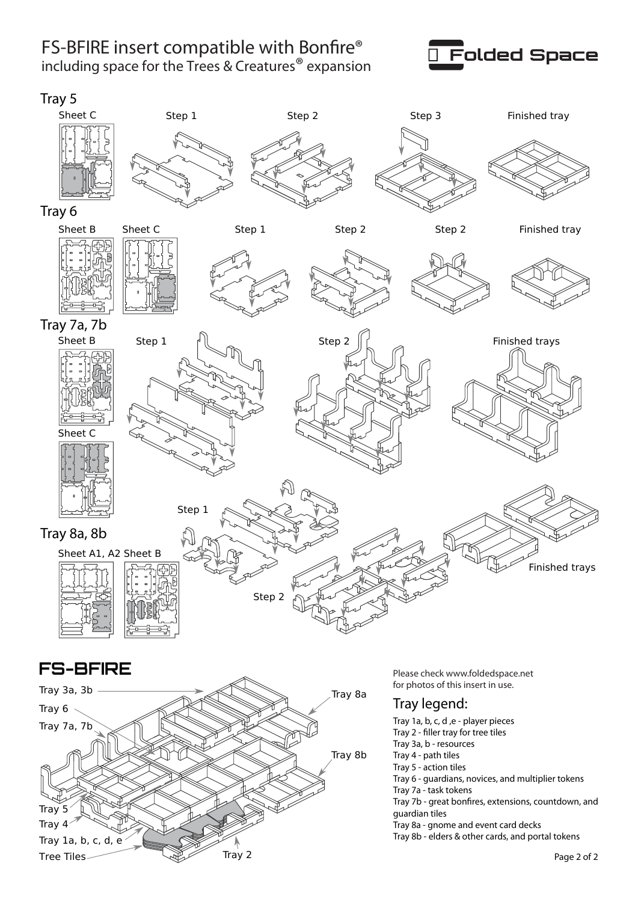# FS-BFIRE insert compatible with Bonfire®

including space for the Trees & Creatures® expansion

Folded Space

## Tray 5

Sheet C

Step 1

Step 2

Step 3

Finished tray

## Tray 6

Sheet B

Sheet C

Step 1

Step 2

Step 2

Finished tray

## Tray 7a, 7b

Sheet B

Sheet C

Step 1

Step 2

Finished trays

## Tray 8a, 8b

Sheet A1, A2 Sheet B

Step 1

Step 2

Finished trays

## FS-BFIRE

Tray 3a, 3b

Tray 6

Tray 7a, 7b

Tray 5

Tray 4

Tray 1a, b, c, d, e

Tree Tiles

Tray 2

Tray 8a

Tray 8b

Please check www.foldedspace.net for photos of this insert in use.

### Tray legend:

Tray 1a, b, c, d ,e - player pieces
Tray 2 - filler tray for tree tiles
Tray 3a, b - resources
Tray 4 - path tiles
Tray 5 - action tiles
Tray 6 - guardians, novices, and multiplier tokens
Tray 7a - task tokens
Tray 7b - great bonfires, extensions, countdown, and guardian tiles
Tray 8a - gnome and event card decks
Tray 8b - elders & other cards, and portal tokens